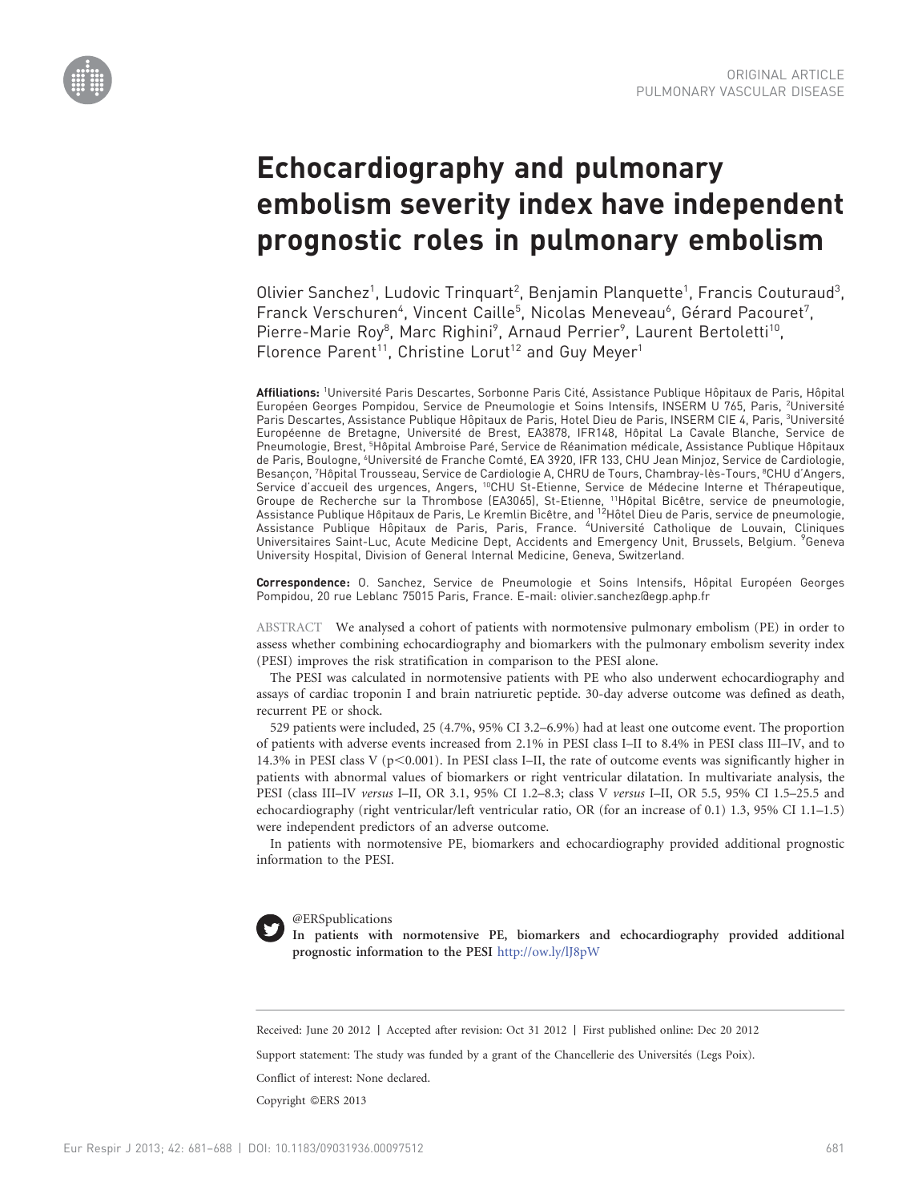ORIGINAL ARTICLE
PULMONARY VASCULAR DISEASE

# Echocardiography and pulmonary embolism severity index have independent prognostic roles in pulmonary embolism

Olivier Sanchez[1], Ludovic Trinquart[2], Benjamin Planquette[1], Francis Couturaud[3], Franck Verschuren[4], Vincent Caille[5], Nicolas Meneveau[6], Gérard Pacouret[7], Pierre-Marie Roy[8], Marc Righini[9], Arnaud Perrier[9], Laurent Bertoletti[10], Florence Parent[11], Christine Lorut[12] and Guy Meyer[1]

**Affiliations:** [1]Université Paris Descartes, Sorbonne Paris Cité, Assistance Publique Hôpitaux de Paris, Hôpital Européen Georges Pompidou, Service de Pneumologie et Soins Intensifs, INSERM U 765, Paris, [2]Université Paris Descartes, Assistance Publique Hôpitaux de Paris, Hotel Dieu de Paris, INSERM CIE 4, Paris, [3]Université Européenne de Bretagne, Université de Brest, EA3878, IFR148, Hôpital La Cavale Blanche, Service de Pneumologie, Brest, [5]Hôpital Ambroise Paré, Service de Réanimation médicale, Assistance Publique Hôpitaux de Paris, Boulogne, [6]Université de Franche Comté, EA 3920, IFR 133, CHU Jean Minjoz, Service de Cardiologie, Besançon, [7]Hôpital Trousseau, Service de Cardiologie A, CHRU de Tours, Chambray-lès-Tours, [8]CHU d'Angers, Service d'accueil des urgences, Angers, [10]CHU St-Etienne, Service de Médecine Interne et Thérapeutique, Groupe de Recherche sur la Thrombose (EA3065), St-Etienne, [11]Hôpital Bicêtre, service de pneumologie, Assistance Publique Hôpitaux de Paris, Le Kremlin Bicêtre, and [12]Hôtel Dieu de Paris, service de pneumologie, Assistance Publique Hôpitaux de Paris, Paris, France. [4]Université Catholique de Louvain, Cliniques Universitaires Saint-Luc, Acute Medicine Dept, Accidents and Emergency Unit, Brussels, Belgium. [9]Geneva University Hospital, Division of General Internal Medicine, Geneva, Switzerland.

**Correspondence:** O. Sanchez, Service de Pneumologie et Soins Intensifs, Hôpital Européen Georges Pompidou, 20 rue Leblanc 75015 Paris, France. E-mail: olivier.sanchez@egp.aphp.fr

ABSTRACT We analysed a cohort of patients with normotensive pulmonary embolism (PE) in order to assess whether combining echocardiography and biomarkers with the pulmonary embolism severity index (PESI) improves the risk stratification in comparison to the PESI alone.

The PESI was calculated in normotensive patients with PE who also underwent echocardiography and assays of cardiac troponin I and brain natriuretic peptide. 30-day adverse outcome was defined as death, recurrent PE or shock.

529 patients were included, 25 (4.7%, 95% CI 3.2–6.9%) had at least one outcome event. The proportion of patients with adverse events increased from 2.1% in PESI class I–II to 8.4% in PESI class III–IV, and to 14.3% in PESI class V ($p<0.001$). In PESI class I–II, the rate of outcome events was significantly higher in patients with abnormal values of biomarkers or right ventricular dilatation. In multivariate analysis, the PESI (class III–IV *versus* I–II, OR 3.1, 95% CI 1.2–8.3; class V *versus* I–II, OR 5.5, 95% CI 1.5–25.5 and echocardiography (right ventricular/left ventricular ratio, OR (for an increase of 0.1) 1.3, 95% CI 1.1–1.5) were independent predictors of an adverse outcome.

In patients with normotensive PE, biomarkers and echocardiography provided additional prognostic information to the PESI.

@ERSpublications
**In patients with normotensive PE, biomarkers and echocardiography provided additional prognostic information to the PESI** http://ow.ly/lJ8pW

Received: June 20 2012 | Accepted after revision: Oct 31 2012 | First published online: Dec 20 2012

Support statement: The study was funded by a grant of the Chancellerie des Universités (Legs Poix).

Conflict of interest: None declared.

Copyright ©ERS 2013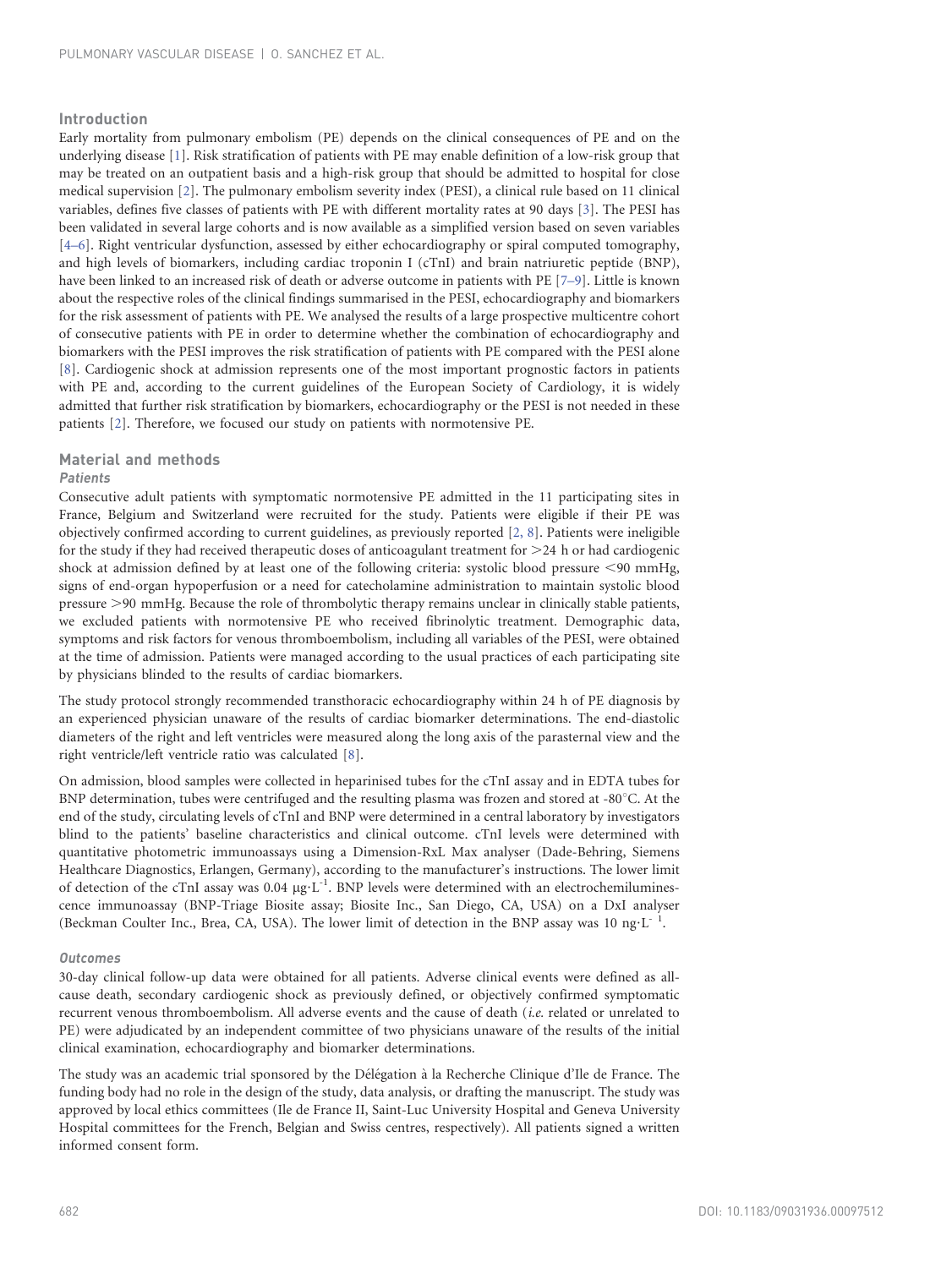## Introduction

Early mortality from pulmonary embolism (PE) depends on the clinical consequences of PE and on the underlying disease [1]. Risk stratification of patients with PE may enable definition of a low-risk group that may be treated on an outpatient basis and a high-risk group that should be admitted to hospital for close medical supervision [2]. The pulmonary embolism severity index (PESI), a clinical rule based on 11 clinical variables, defines five classes of patients with PE with different mortality rates at 90 days [3]. The PESI has been validated in several large cohorts and is now available as a simplified version based on seven variables [4–6]. Right ventricular dysfunction, assessed by either echocardiography or spiral computed tomography, and high levels of biomarkers, including cardiac troponin I (cTnI) and brain natriuretic peptide (BNP), have been linked to an increased risk of death or adverse outcome in patients with PE [7–9]. Little is known about the respective roles of the clinical findings summarised in the PESI, echocardiography and biomarkers for the risk assessment of patients with PE. We analysed the results of a large prospective multicentre cohort of consecutive patients with PE in order to determine whether the combination of echocardiography and biomarkers with the PESI improves the risk stratification of patients with PE compared with the PESI alone [8]. Cardiogenic shock at admission represents one of the most important prognostic factors in patients with PE and, according to the current guidelines of the European Society of Cardiology, it is widely admitted that further risk stratification by biomarkers, echocardiography or the PESI is not needed in these patients [2]. Therefore, we focused our study on patients with normotensive PE.

## Material and methods

### Patients

Consecutive adult patients with symptomatic normotensive PE admitted in the 11 participating sites in France, Belgium and Switzerland were recruited for the study. Patients were eligible if their PE was objectively confirmed according to current guidelines, as previously reported [2, 8]. Patients were ineligible for the study if they had received therapeutic doses of anticoagulant treatment for >24 h or had cardiogenic shock at admission defined by at least one of the following criteria: systolic blood pressure <90 mmHg, signs of end-organ hypoperfusion or a need for catecholamine administration to maintain systolic blood pressure >90 mmHg. Because the role of thrombolytic therapy remains unclear in clinically stable patients, we excluded patients with normotensive PE who received fibrinolytic treatment. Demographic data, symptoms and risk factors for venous thromboembolism, including all variables of the PESI, were obtained at the time of admission. Patients were managed according to the usual practices of each participating site by physicians blinded to the results of cardiac biomarkers.

The study protocol strongly recommended transthoracic echocardiography within 24 h of PE diagnosis by an experienced physician unaware of the results of cardiac biomarker determinations. The end-diastolic diameters of the right and left ventricles were measured along the long axis of the parasternal view and the right ventricle/left ventricle ratio was calculated [8].

On admission, blood samples were collected in heparinised tubes for the cTnI assay and in EDTA tubes for BNP determination, tubes were centrifuged and the resulting plasma was frozen and stored at -80°C. At the end of the study, circulating levels of cTnI and BNP were determined in a central laboratory by investigators blind to the patients' baseline characteristics and clinical outcome. cTnI levels were determined with quantitative photometric immunoassays using a Dimension-RxL Max analyser (Dade-Behring, Siemens Healthcare Diagnostics, Erlangen, Germany), according to the manufacturer's instructions. The lower limit of detection of the cTnI assay was 0.04 $\mu g \cdot L^{-1}$. BNP levels were determined with an electrochemiluminescence immunoassay (BNP-Triage Biosite assay; Biosite Inc., San Diego, CA, USA) on a DxI analyser (Beckman Coulter Inc., Brea, CA, USA). The lower limit of detection in the BNP assay was 10 $ng \cdot L^{-1}$.

### Outcomes

30-day clinical follow-up data were obtained for all patients. Adverse clinical events were defined as all-cause death, secondary cardiogenic shock as previously defined, or objectively confirmed symptomatic recurrent venous thromboembolism. All adverse events and the cause of death (*i.e.* related or unrelated to PE) were adjudicated by an independent committee of two physicians unaware of the results of the initial clinical examination, echocardiography and biomarker determinations.

The study was an academic trial sponsored by the Délégation à la Recherche Clinique d'Ile de France. The funding body had no role in the design of the study, data analysis, or drafting the manuscript. The study was approved by local ethics committees (Ile de France II, Saint-Luc University Hospital and Geneva University Hospital committees for the French, Belgian and Swiss centres, respectively). All patients signed a written informed consent form.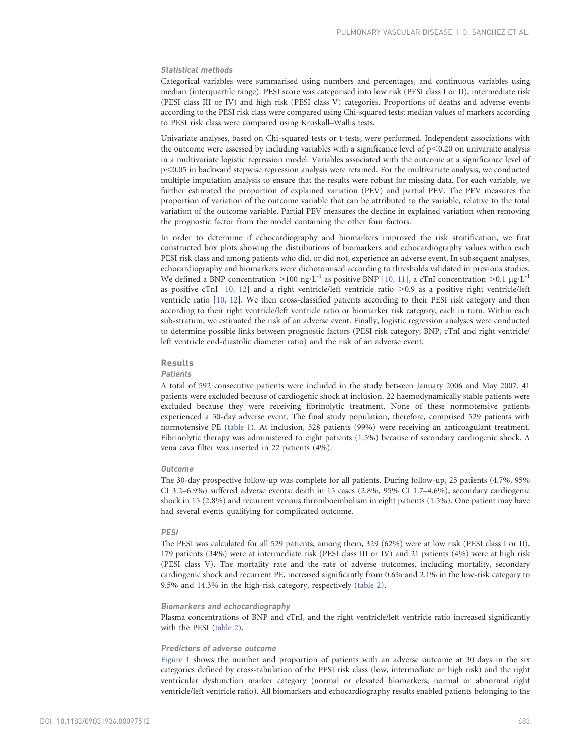### Statistical methods

Categorical variables were summarised using numbers and percentages, and continuous variables using median (interquartile range). PESI score was categorised into low risk (PESI class I or II), intermediate risk (PESI class III or IV) and high risk (PESI class V) categories. Proportions of deaths and adverse events according to the PESI risk class were compared using Chi-squared tests; median values of markers according to PESI risk class were compared using Kruskall–Wallis tests.

Univariate analyses, based on Chi-squared tests or t-tests, were performed. Independent associations with the outcome were assessed by including variables with a significance level of $p<0.20$ on univariate analysis in a multivariate logistic regression model. Variables associated with the outcome at a significance level of $p<0.05$ in backward stepwise regression analysis were retained. For the multivariate analysis, we conducted multiple imputation analysis to ensure that the results were robust for missing data. For each variable, we further estimated the proportion of explained variation (PEV) and partial PEV. The PEV measures the proportion of variation of the outcome variable that can be attributed to the variable, relative to the total variation of the outcome variable. Partial PEV measures the decline in explained variation when removing the prognostic factor from the model containing the other four factors.

In order to determine if echocardiography and biomarkers improved the risk stratification, we first constructed box plots showing the distributions of biomarkers and echocardiography values within each PESI risk class and among patients who did, or did not, experience an adverse event. In subsequent analyses, echocardiography and biomarkers were dichotomised according to thresholds validated in previous studies. We defined a BNP concentration $>100$ ng·L$^{-1}$ as positive BNP [10, 11], a cTnI concentration $>0.1$ μg·L$^{-1}$ as positive cTnI [10, 12] and a right ventricle/left ventricle ratio $>0.9$ as a positive right ventricle/left ventricle ratio [10, 12]. We then cross-classified patients according to their PESI risk category and then according to their right ventricle/left ventricle ratio or biomarker risk category, each in turn. Within each sub-stratum, we estimated the risk of an adverse event. Finally, logistic regression analyses were conducted to determine possible links between prognostic factors (PESI risk category, BNP, cTnI and right ventricle/left ventricle end-diastolic diameter ratio) and the risk of an adverse event.

## Results

### Patients

A total of 592 consecutive patients were included in the study between January 2006 and May 2007. 41 patients were excluded because of cardiogenic shock at inclusion. 22 haemodynamically stable patients were excluded because they were receiving fibrinolytic treatment. None of these normotensive patients experienced a 30-day adverse event. The final study population, therefore, comprised 529 patients with normotensive PE (table 1). At inclusion, 528 patients (99%) were receiving an anticoagulant treatment. Fibrinolytic therapy was administered to eight patients (1.5%) because of secondary cardiogenic shock. A vena cava filter was inserted in 22 patients (4%).

### Outcome

The 30-day prospective follow-up was complete for all patients. During follow-up, 25 patients (4.7%, 95% CI 3.2–6.9%) suffered adverse events: death in 15 cases (2.8%, 95% CI 1.7–4.6%), secondary cardiogenic shock in 15 (2.8%) and recurrent venous thromboembolism in eight patients (1.5%). One patient may have had several events qualifying for complicated outcome.

### PESI

The PESI was calculated for all 529 patients; among them, 329 (62%) were at low risk (PESI class I or II), 179 patients (34%) were at intermediate risk (PESI class III or IV) and 21 patients (4%) were at high risk (PESI class V). The mortality rate and the rate of adverse outcomes, including mortality, secondary cardiogenic shock and recurrent PE, increased significantly from 0.6% and 2.1% in the low-risk category to 9.5% and 14.3% in the high-risk category, respectively (table 2).

### Biomarkers and echocardiography

Plasma concentrations of BNP and cTnI, and the right ventricle/left ventricle ratio increased significantly with the PESI (table 2).

### Predictors of adverse outcome

Figure 1 shows the number and proportion of patients with an adverse outcome at 30 days in the six categories defined by cross-tabulation of the PESI risk class (low, intermediate or high risk) and the right ventricular dysfunction marker category (normal or elevated biomarkers; normal or abnormal right ventricle/left ventricle ratio). All biomarkers and echocardiography results enabled patients belonging to the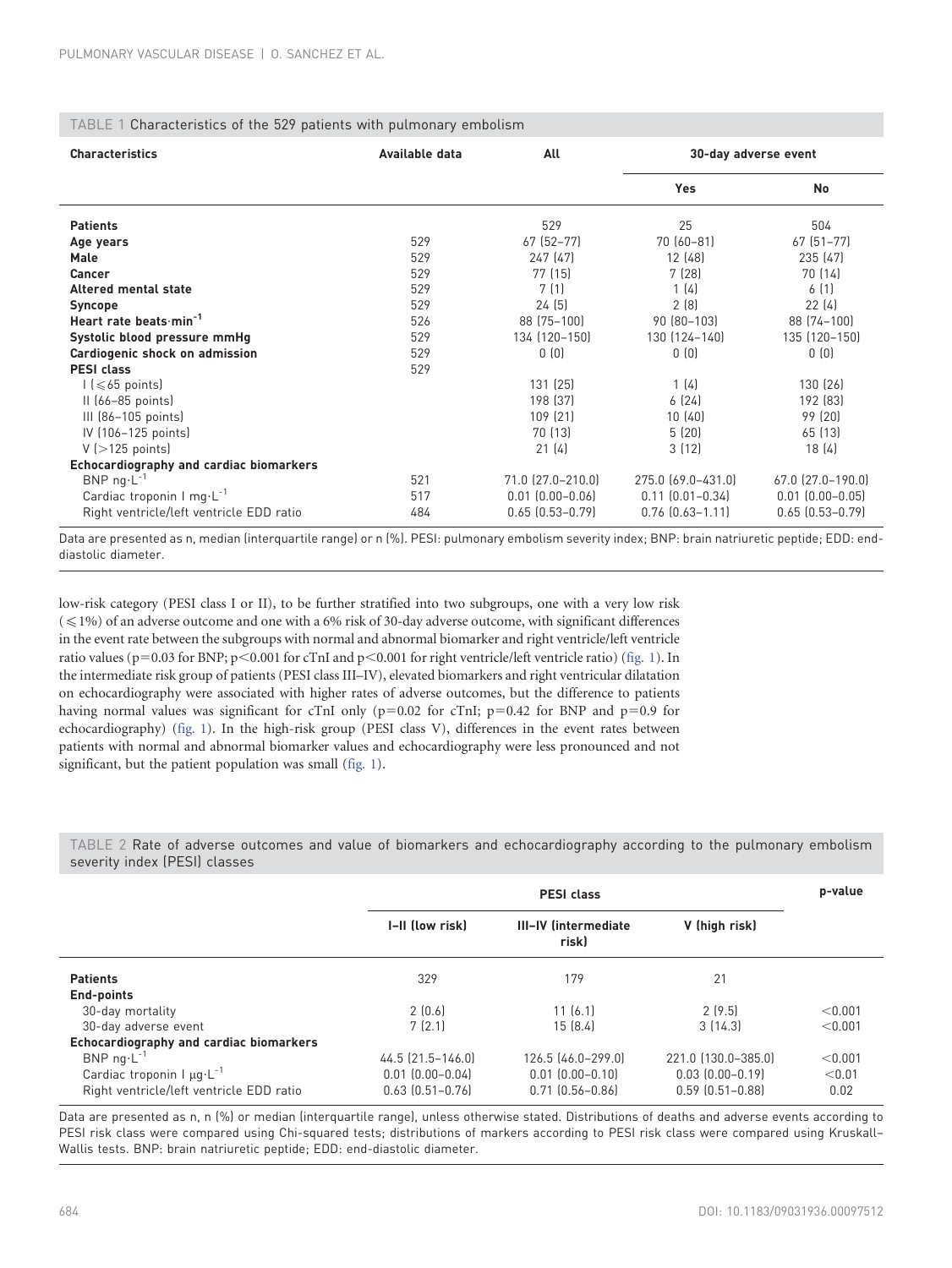TABLE 1 Characteristics of the 529 patients with pulmonary embolism

| Characteristics | Available data | All | 30-day adverse event | |
|---|---|---|---|---|
| | | | Yes | No |
| **Patients** | | 529 | 25 | 504 |
| **Age years** | 529 | 67 (52–77) | 70 (60–81) | 67 (51–77) |
| **Male** | 529 | 247 (47) | 12 (48) | 235 (47) |
| **Cancer** | 529 | 77 (15) | 7 (28) | 70 (14) |
| **Altered mental state** | 529 | 7 (1) | 1 (4) | 6 (1) |
| **Syncope** | 529 | 24 (5) | 2 (8) | 22 (4) |
| **Heart rate beats·min$^{-1}$** | 526 | 88 (75–100) | 90 (80–103) | 88 (74–100) |
| **Systolic blood pressure mmHg** | 529 | 134 (120–150) | 130 (124–140) | 135 (120–150) |
| **Cardiogenic shock on admission** | 529 | 0 (0) | 0 (0) | 0 (0) |
| **PESI class** | 529 | | | |
| I (⩽65 points) | | 131 (25) | 1 (4) | 130 (26) |
| II (66–85 points) | | 198 (37) | 6 (24) | 192 (83) |
| III (86–105 points) | | 109 (21) | 10 (40) | 99 (20) |
| IV (106–125 points) | | 70 (13) | 5 (20) | 65 (13) |
| V (>125 points) | | 21 (4) | 3 (12) | 18 (4) |
| **Echocardiography and cardiac biomarkers** | | | | |
| BNP ng·L$^{-1}$ | 521 | 71.0 (27.0–210.0) | 275.0 (69.0–431.0) | 67.0 (27.0–190.0) |
| Cardiac troponin I mg·L$^{-1}$ | 517 | 0.01 (0.00–0.06) | 0.11 (0.01–0.34) | 0.01 (0.00–0.05) |
| Right ventricle/left ventricle EDD ratio | 484 | 0.65 (0.53–0.79) | 0.76 (0.63–1.11) | 0.65 (0.53–0.79) |

Data are presented as n, median (interquartile range) or n (%). PESI: pulmonary embolism severity index; BNP: brain natriuretic peptide; EDD: end-diastolic diameter.

low-risk category (PESI class I or II), to be further stratified into two subgroups, one with a very low risk (⩽1%) of an adverse outcome and one with a 6% risk of 30-day adverse outcome, with significant differences in the event rate between the subgroups with normal and abnormal biomarker and right ventricle/left ventricle ratio values ($p=0.03$ for BNP; $p<0.001$ for cTnI and $p<0.001$ for right ventricle/left ventricle ratio) (fig. 1). In the intermediate risk group of patients (PESI class III–IV), elevated biomarkers and right ventricular dilatation on echocardiography were associated with higher rates of adverse outcomes, but the difference to patients having normal values was significant for cTnI only ($p=0.02$ for cTnI; $p=0.42$ for BNP and $p=0.9$ for echocardiography) (fig. 1). In the high-risk group (PESI class V), differences in the event rates between patients with normal and abnormal biomarker values and echocardiography were less pronounced and not significant, but the patient population was small (fig. 1).

TABLE 2 Rate of adverse outcomes and value of biomarkers and echocardiography according to the pulmonary embolism severity index (PESI) classes

| | PESI class | | | p-value |
|---|---|---|---|---|
| | I–II (low risk) | III–IV (intermediate risk) | V (high risk) | |
| **Patients** | 329 | 179 | 21 | |
| **End-points** | | | | |
| 30-day mortality | 2 (0.6) | 11 (6.1) | 2 (9.5) | <0.001 |
| 30-day adverse event | 7 (2.1) | 15 (8.4) | 3 (14.3) | <0.001 |
| **Echocardiography and cardiac biomarkers** | | | | |
| BNP ng·L$^{-1}$ | 44.5 (21.5–146.0) | 126.5 (46.0–299.0) | 221.0 (130.0–385.0) | <0.001 |
| Cardiac troponin I µg·L$^{-1}$ | 0.01 (0.00–0.04) | 0.01 (0.00–0.10) | 0.03 (0.00–0.19) | <0.01 |
| Right ventricle/left ventricle EDD ratio | 0.63 (0.51–0.76) | 0.71 (0.56–0.86) | 0.59 (0.51–0.88) | 0.02 |

Data are presented as n, n (%) or median (interquartile range), unless otherwise stated. Distributions of deaths and adverse events according to PESI risk class were compared using Chi-squared tests; distributions of markers according to PESI risk class were compared using Kruskall–Wallis tests. BNP: brain natriuretic peptide; EDD: end-diastolic diameter.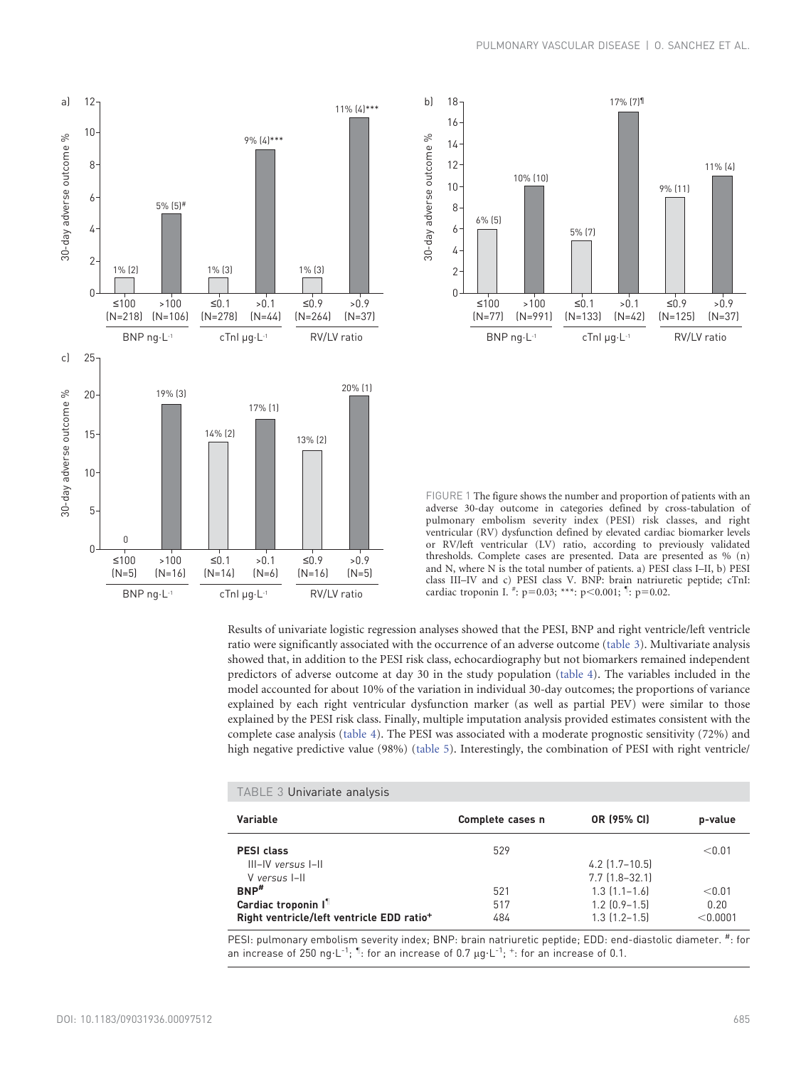FIGURE 1 The figure shows the number and proportion of patients with an adverse 30-day outcome in categories defined by cross-tabulation of pulmonary embolism severity index (PESI) risk classes, and right ventricular (RV) dysfunction defined by elevated cardiac biomarker levels or RV/left ventricular (LV) ratio, according to previously validated thresholds. Complete cases are presented. Data are presented as % (n) and N, where N is the total number of patients. a) PESI class I–II, b) PESI class III–IV and c) PESI class V. BNP: brain natriuretic peptide; cTnI: cardiac troponin I. #: $p=0.03$; ***: $p<0.001$; ¶: $p=0.02$.

Results of univariate logistic regression analyses showed that the PESI, BNP and right ventricle/left ventricle ratio were significantly associated with the occurrence of an adverse outcome (table 3). Multivariate analysis showed that, in addition to the PESI risk class, echocardiography but not biomarkers remained independent predictors of adverse outcome at day 30 in the study population (table 4). The variables included in the model accounted for about 10% of the variation in individual 30-day outcomes; the proportions of variance explained by each right ventricular dysfunction marker (as well as partial PEV) were similar to those explained by the PESI risk class. Finally, multiple imputation analysis provided estimates consistent with the complete case analysis (table 4). The PESI was associated with a moderate prognostic sensitivity (72%) and high negative predictive value (98%) (table 5). Interestingly, the combination of PESI with right ventricle/

TABLE 3 Univariate analysis

| Variable | Complete cases n | OR (95% CI) | p-value |
|---|---|---|---|
| **PESI class** | 529 | | <0.01 |
| III–IV *versus* I–II | | 4.2 (1.7–10.5) | |
| V *versus* I–II | | 7.7 (1.8–32.1) | |
| **BNP#** | 521 | 1.3 (1.1–1.6) | <0.01 |
| **Cardiac troponin I¶** | 517 | 1.2 (0.9–1.5) | 0.20 |
| **Right ventricle/left ventricle EDD ratio+** | 484 | 1.3 (1.2–1.5) | <0.0001 |

PESI: pulmonary embolism severity index; BNP: brain natriuretic peptide; EDD: end-diastolic diameter. #: for an increase of 250 ng·L$^{-1}$; ¶: for an increase of 0.7 µg·L$^{-1}$; +: for an increase of 0.1.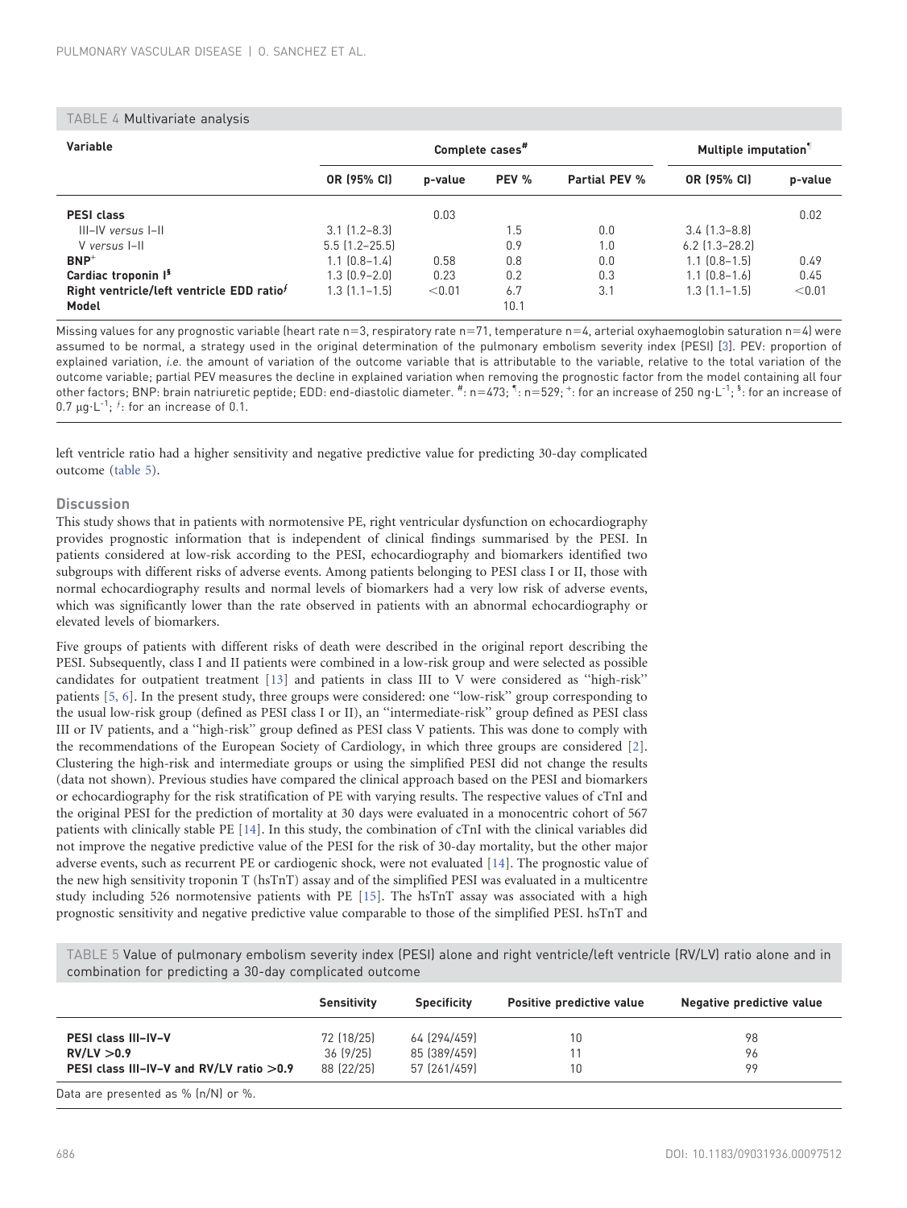TABLE 4 Multivariate analysis

| Variable | Complete cases[#] | | | | Multiple imputation[¶] | |
|---|---|---|---|---|---|---|
| | OR (95% CI) | p-value | PEV % | Partial PEV % | OR (95% CI) | p-value |
| **PESI class** | | 0.03 | | | | 0.02 |
| III–IV *versus* I–II | 3.1 (1.2–8.3) | | 1.5 | 0.0 | 3.4 (1.3–8.8) | |
| V *versus* I–II | 5.5 (1.2–25.5) | | 0.9 | 1.0 | 6.2 (1.3–28.2) | |
| **BNP**[+] | 1.1 (0.8–1.4) | 0.58 | 0.8 | 0.0 | 1.1 (0.8–1.5) | 0.49 |
| **Cardiac troponin I**[§] | 1.3 (0.9–2.0) | 0.23 | 0.2 | 0.3 | 1.1 (0.8–1.6) | 0.45 |
| **Right ventricle/left ventricle EDD ratio**[ƒ] | 1.3 (1.1–1.5) | <0.01 | 6.7 | 3.1 | 1.3 (1.1–1.5) | <0.01 |
| **Model** | | | 10.1 | | | |

Missing values for any prognostic variable (heart rate n=3, respiratory rate n=71, temperature n=4, arterial oxyhaemoglobin saturation n=4) were assumed to be normal, a strategy used in the original determination of the pulmonary embolism severity index (PESI) [3]. PEV: proportion of explained variation, *i.e.* the amount of variation of the outcome variable that is attributable to the variable, relative to the total variation of the outcome variable; partial PEV measures the decline in explained variation when removing the prognostic factor from the model containing all four other factors; BNP: brain natriuretic peptide; EDD: end-diastolic diameter. #: n=473; ¶: n=529; +: for an increase of 250 ng·L$^{-1}$; §: for an increase of 0.7 μg·L$^{-1}$; ƒ: for an increase of 0.1.

left ventricle ratio had a higher sensitivity and negative predictive value for predicting 30-day complicated outcome (table 5).

## Discussion

This study shows that in patients with normotensive PE, right ventricular dysfunction on echocardiography provides prognostic information that is independent of clinical findings summarised by the PESI. In patients considered at low-risk according to the PESI, echocardiography and biomarkers identified two subgroups with different risks of adverse events. Among patients belonging to PESI class I or II, those with normal echocardiography results and normal levels of biomarkers had a very low risk of adverse events, which was significantly lower than the rate observed in patients with an abnormal echocardiography or elevated levels of biomarkers.

Five groups of patients with different risks of death were described in the original report describing the PESI. Subsequently, class I and II patients were combined in a low-risk group and were selected as possible candidates for outpatient treatment [13] and patients in class III to V were considered as "high-risk" patients [5, 6]. In the present study, three groups were considered: one "low-risk" group corresponding to the usual low-risk group (defined as PESI class I or II), an "intermediate-risk" group defined as PESI class III or IV patients, and a "high-risk" group defined as PESI class V patients. This was done to comply with the recommendations of the European Society of Cardiology, in which three groups are considered [2]. Clustering the high-risk and intermediate groups or using the simplified PESI did not change the results (data not shown). Previous studies have compared the clinical approach based on the PESI and biomarkers or echocardiography for the risk stratification of PE with varying results. The respective values of cTnI and the original PESI for the prediction of mortality at 30 days were evaluated in a monocentric cohort of 567 patients with clinically stable PE [14]. In this study, the combination of cTnI with the clinical variables did not improve the negative predictive value of the PESI for the risk of 30-day mortality, but the other major adverse events, such as recurrent PE or cardiogenic shock, were not evaluated [14]. The prognostic value of the new high sensitivity troponin T (hsTnT) assay and of the simplified PESI was evaluated in a multicentre study including 526 normotensive patients with PE [15]. The hsTnT assay was associated with a high prognostic sensitivity and negative predictive value comparable to those of the simplified PESI. hsTnT and

TABLE 5 Value of pulmonary embolism severity index (PESI) alone and right ventricle/left ventricle (RV/LV) ratio alone and in combination for predicting a 30-day complicated outcome

| | Sensitivity | Specificity | Positive predictive value | Negative predictive value |
|---|---|---|---|---|
| **PESI class III–IV–V** | 72 (18/25) | 64 (294/459) | 10 | 98 |
| **RV/LV >0.9** | 36 (9/25) | 85 (389/459) | 11 | 96 |
| **PESI class III–IV–V and RV/LV ratio >0.9** | 88 (22/25) | 57 (261/459) | 10 | 99 |

Data are presented as % (n/N) or %.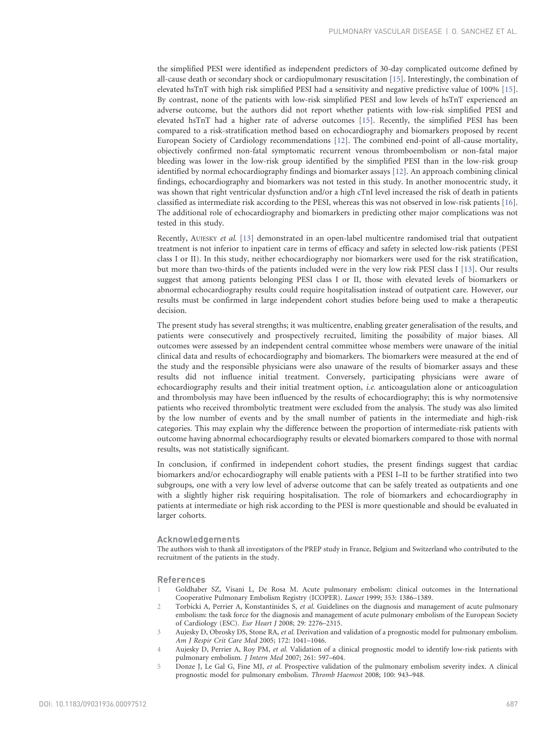the simplified PESI were identified as independent predictors of 30-day complicated outcome defined by all-cause death or secondary shock or cardiopulmonary resuscitation [15]. Interestingly, the combination of elevated hsTnT with high risk simplified PESI had a sensitivity and negative predictive value of 100% [15]. By contrast, none of the patients with low-risk simplified PESI and low levels of hsTnT experienced an adverse outcome, but the authors did not report whether patients with low-risk simplified PESI and elevated hsTnT had a higher rate of adverse outcomes [15]. Recently, the simplified PESI has been compared to a risk-stratification method based on echocardiography and biomarkers proposed by recent European Society of Cardiology recommendations [12]. The combined end-point of all-cause mortality, objectively confirmed non-fatal symptomatic recurrent venous thromboembolism or non-fatal major bleeding was lower in the low-risk group identified by the simplified PESI than in the low-risk group identified by normal echocardiography findings and biomarker assays [12]. An approach combining clinical findings, echocardiography and biomarkers was not tested in this study. In another monocentric study, it was shown that right ventricular dysfunction and/or a high cTnI level increased the risk of death in patients classified as intermediate risk according to the PESI, whereas this was not observed in low-risk patients [16]. The additional role of echocardiography and biomarkers in predicting other major complications was not tested in this study.

Recently, Aujesky *et al.* [13] demonstrated in an open-label multicentre randomised trial that outpatient treatment is not inferior to inpatient care in terms of efficacy and safety in selected low-risk patients (PESI class I or II). In this study, neither echocardiography nor biomarkers were used for the risk stratification, but more than two-thirds of the patients included were in the very low risk PESI class I [13]. Our results suggest that among patients belonging PESI class I or II, those with elevated levels of biomarkers or abnormal echocardiography results could require hospitalisation instead of outpatient care. However, our results must be confirmed in large independent cohort studies before being used to make a therapeutic decision.

The present study has several strengths; it was multicentre, enabling greater generalisation of the results, and patients were consecutively and prospectively recruited, limiting the possibility of major biases. All outcomes were assessed by an independent central committee whose members were unaware of the initial clinical data and results of echocardiography and biomarkers. The biomarkers were measured at the end of the study and the responsible physicians were also unaware of the results of biomarker assays and these results did not influence initial treatment. Conversely, participating physicians were aware of echocardiography results and their initial treatment option, *i.e.* anticoagulation alone or anticoagulation and thrombolysis may have been influenced by the results of echocardiography; this is why normotensive patients who received thrombolytic treatment were excluded from the analysis. The study was also limited by the low number of events and by the small number of patients in the intermediate and high-risk categories. This may explain why the difference between the proportion of intermediate-risk patients with outcome having abnormal echocardiography results or elevated biomarkers compared to those with normal results, was not statistically significant.

In conclusion, if confirmed in independent cohort studies, the present findings suggest that cardiac biomarkers and/or echocardiography will enable patients with a PESI I–II to be further stratified into two subgroups, one with a very low level of adverse outcome that can be safely treated as outpatients and one with a slightly higher risk requiring hospitalisation. The role of biomarkers and echocardiography in patients at intermediate or high risk according to the PESI is more questionable and should be evaluated in larger cohorts.

## Acknowledgements

The authors wish to thank all investigators of the PREP study in France, Belgium and Switzerland who contributed to the recruitment of the patients in the study.

## References

1. Goldhaber SZ, Visani L, De Rosa M. Acute pulmonary embolism: clinical outcomes in the International Cooperative Pulmonary Embolism Registry (ICOPER). *Lancet* 1999; 353: 1386–1389.
2. Torbicki A, Perrier A, Konstantinides S, *et al.* Guidelines on the diagnosis and management of acute pulmonary embolism: the task force for the diagnosis and management of acute pulmonary embolism of the European Society of Cardiology (ESC). *Eur Heart J* 2008; 29: 2276–2315.
3. Aujesky D, Obrosky DS, Stone RA, *et al.* Derivation and validation of a prognostic model for pulmonary embolism. *Am J Respir Crit Care Med* 2005; 172: 1041–1046.
4. Aujesky D, Perrier A, Roy PM, *et al.* Validation of a clinical prognostic model to identify low-risk patients with pulmonary embolism. *J Intern Med* 2007; 261: 597–604.
5. Donze J, Le Gal G, Fine MJ, *et al.* Prospective validation of the pulmonary embolism severity index. A clinical prognostic model for pulmonary embolism. *Thromb Haemost* 2008; 100: 943–948.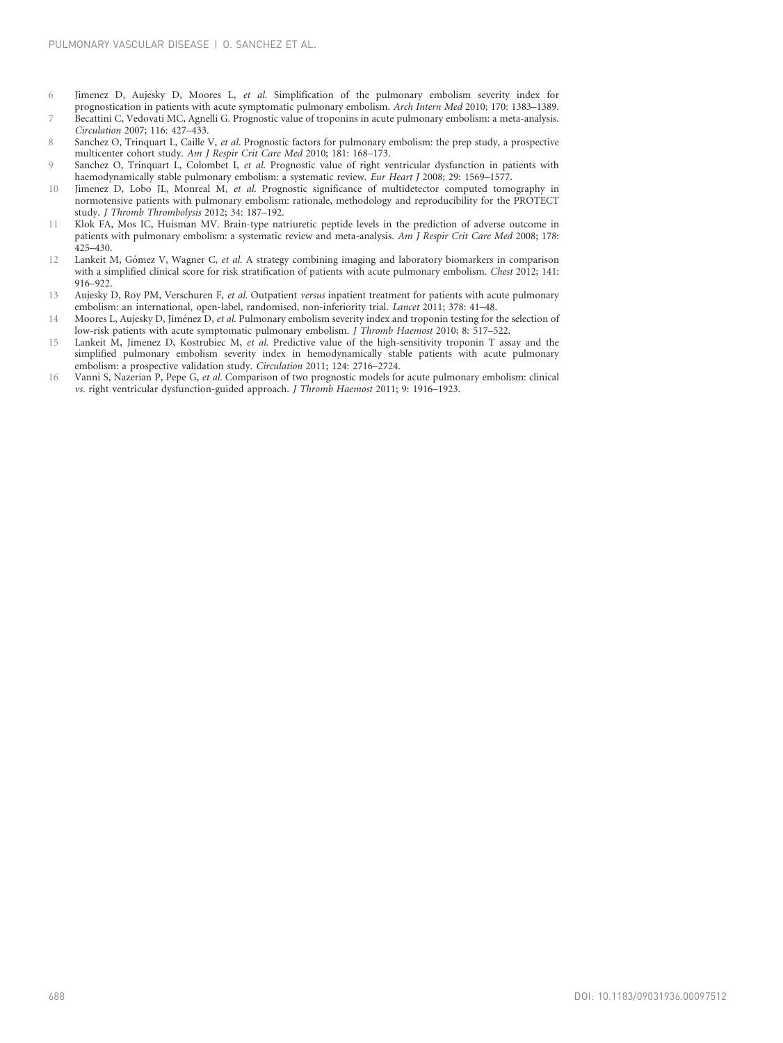6 Jimenez D, Aujesky D, Moores L, *et al.* Simplification of the pulmonary embolism severity index for prognostication in patients with acute symptomatic pulmonary embolism. *Arch Intern Med* 2010; 170: 1383–1389.

7 Becattini C, Vedovati MC, Agnelli G. Prognostic value of troponins in acute pulmonary embolism: a meta-analysis. *Circulation* 2007; 116: 427–433.

8 Sanchez O, Trinquart L, Caille V, *et al.* Prognostic factors for pulmonary embolism: the prep study, a prospective multicenter cohort study. *Am J Respir Crit Care Med* 2010; 181: 168–173.

9 Sanchez O, Trinquart L, Colombet I, *et al.* Prognostic value of right ventricular dysfunction in patients with haemodynamically stable pulmonary embolism: a systematic review. *Eur Heart J* 2008; 29: 1569–1577.

10 Jimenez D, Lobo JL, Monreal M, *et al.* Prognostic significance of multidetector computed tomography in normotensive patients with pulmonary embolism: rationale, methodology and reproducibility for the PROTECT study. *J Thromb Thrombolysis* 2012; 34: 187–192.

11 Klok FA, Mos IC, Huisman MV. Brain-type natriuretic peptide levels in the prediction of adverse outcome in patients with pulmonary embolism: a systematic review and meta-analysis. *Am J Respir Crit Care Med* 2008; 178: 425–430.

12 Lankeit M, Gómez V, Wagner C, *et al.* A strategy combining imaging and laboratory biomarkers in comparison with a simplified clinical score for risk stratification of patients with acute pulmonary embolism. *Chest* 2012; 141: 916–922.

13 Aujesky D, Roy PM, Verschuren F, *et al.* Outpatient *versus* inpatient treatment for patients with acute pulmonary embolism: an international, open-label, randomised, non-inferiority trial. *Lancet* 2011; 378: 41–48.

14 Moores L, Aujesky D, Jiménez D, *et al.* Pulmonary embolism severity index and troponin testing for the selection of low-risk patients with acute symptomatic pulmonary embolism. *J Thromb Haemost* 2010; 8: 517–522.

15 Lankeit M, Jimenez D, Kostrubiec M, *et al.* Predictive value of the high-sensitivity troponin T assay and the simplified pulmonary embolism severity index in hemodynamically stable patients with acute pulmonary embolism: a prospective validation study. *Circulation* 2011; 124: 2716–2724.

16 Vanni S, Nazerian P, Pepe G, *et al.* Comparison of two prognostic models for acute pulmonary embolism: clinical *vs.* right ventricular dysfunction-guided approach. *J Thromb Haemost* 2011; 9: 1916–1923.